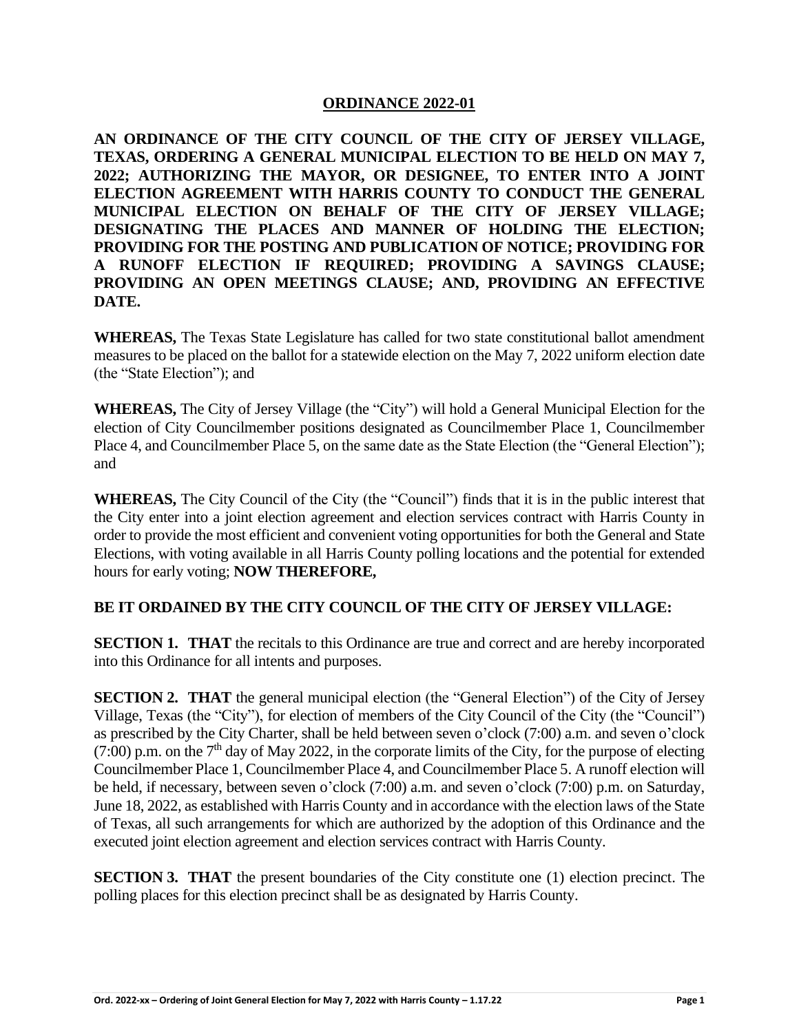# ORDINANCE 2022-01

**AN ORDINANCE OF THE CITY COUNCIL OF THE CITY OF JERSEY VILLAGE, TEXAS, ORDERING A GENERAL MUNICIPAL ELECTION TO BE HELD ON MAY 7, 2022; AUTHORIZING THE MAYOR, OR DESIGNEE, TO ENTER INTO A JOINT ELECTION AGREEMENT WITH HARRIS COUNTY TO CONDUCT THE GENERAL MUNICIPAL ELECTION ON BEHALF OF THE CITY OF JERSEY VILLAGE; DESIGNATING THE PLACES AND MANNER OF HOLDING THE ELECTION; PROVIDING FOR THE POSTING AND PUBLICATION OF NOTICE; PROVIDING FOR A RUNOFF ELECTION IF REQUIRED; PROVIDING A SAVINGS CLAUSE; PROVIDING AN OPEN MEETINGS CLAUSE; AND, PROVIDING AN EFFECTIVE DATE.**

**WHEREAS,** The Texas State Legislature has called for two state constitutional ballot amendment measures to be placed on the ballot for a statewide election on the May 7, 2022 uniform election date (the "State Election"); and

**WHEREAS,** The City of Jersey Village (the "City") will hold a General Municipal Election for the election of City Councilmember positions designated as Councilmember Place 1, Councilmember Place 4, and Councilmember Place 5, on the same date as the State Election (the "General Election"); and

**WHEREAS,** The City Council of the City (the "Council") finds that it is in the public interest that the City enter into a joint election agreement and election services contract with Harris County in order to provide the most efficient and convenient voting opportunities for both the General and State Elections, with voting available in all Harris County polling locations and the potential for extended hours for early voting; **NOW THEREFORE,**

**BE IT ORDAINED BY THE CITY COUNCIL OF THE CITY OF JERSEY VILLAGE:**

**SECTION 1. THAT** the recitals to this Ordinance are true and correct and are hereby incorporated into this Ordinance for all intents and purposes.

**SECTION 2. THAT** the general municipal election (the "General Election") of the City of Jersey Village, Texas (the "City"), for election of members of the City Council of the City (the "Council") as prescribed by the City Charter, shall be held between seven o'clock (7:00) a.m. and seven o'clock (7:00) p.m. on the 7th day of May 2022, in the corporate limits of the City, for the purpose of electing Councilmember Place 1, Councilmember Place 4, and Councilmember Place 5. A runoff election will be held, if necessary, between seven o'clock (7:00) a.m. and seven o'clock (7:00) p.m. on Saturday, June 18, 2022, as established with Harris County and in accordance with the election laws of the State of Texas, all such arrangements for which are authorized by the adoption of this Ordinance and the executed joint election agreement and election services contract with Harris County.

**SECTION 3. THAT** the present boundaries of the City constitute one (1) election precinct. The polling places for this election precinct shall be as designated by Harris County.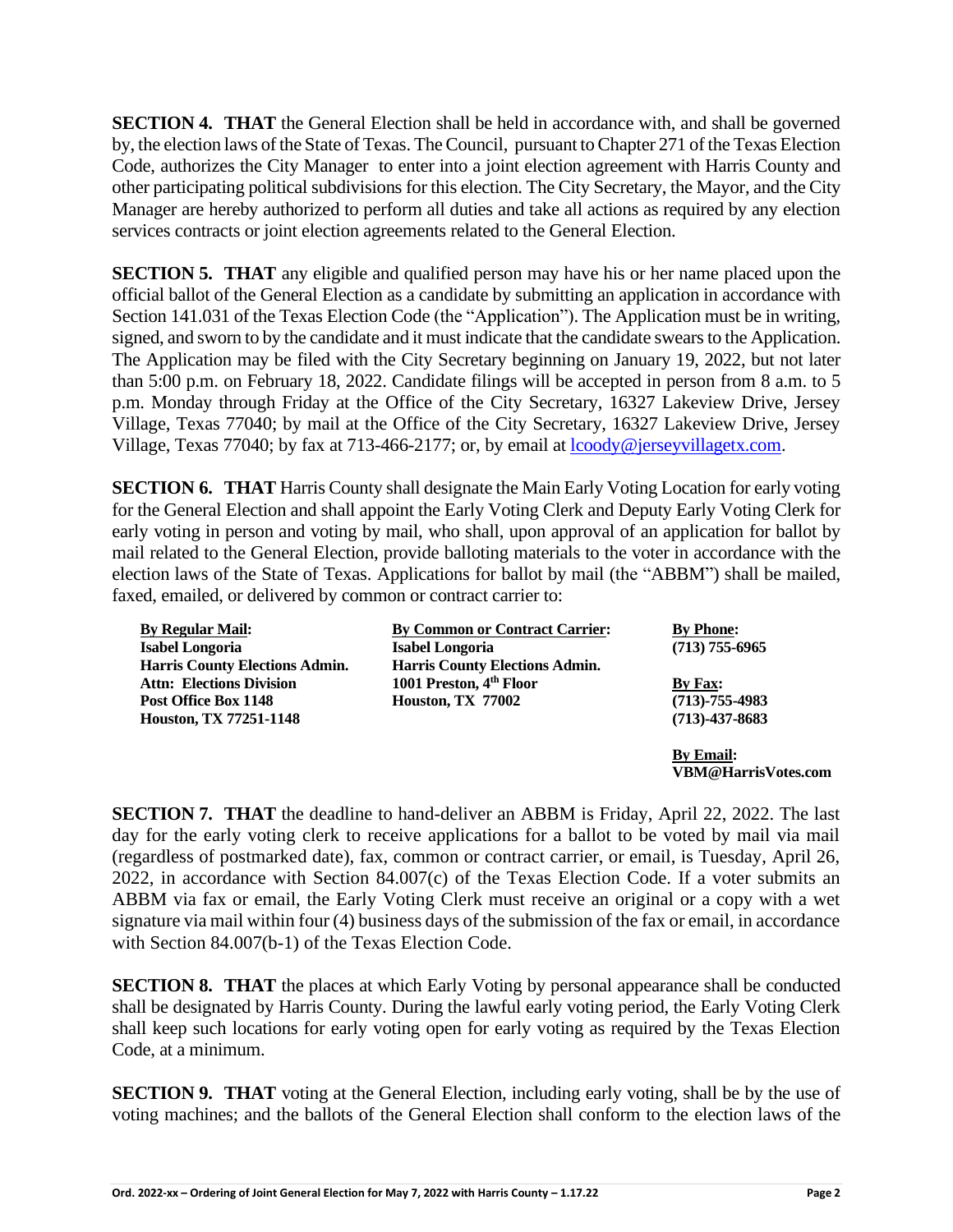**SECTION 4. THAT** the General Election shall be held in accordance with, and shall be governed by, the election laws of the State of Texas. The Council, pursuant to Chapter 271 of the Texas Election Code, authorizes the City Manager to enter into a joint election agreement with Harris County and other participating political subdivisions for this election. The City Secretary, the Mayor, and the City Manager are hereby authorized to perform all duties and take all actions as required by any election services contracts or joint election agreements related to the General Election.

**SECTION 5. THAT** any eligible and qualified person may have his or her name placed upon the official ballot of the General Election as a candidate by submitting an application in accordance with Section 141.031 of the Texas Election Code (the "Application"). The Application must be in writing, signed, and sworn to by the candidate and it must indicate that the candidate swears to the Application. The Application may be filed with the City Secretary beginning on January 19, 2022, but not later than 5:00 p.m. on February 18, 2022. Candidate filings will be accepted in person from 8 a.m. to 5 p.m. Monday through Friday at the Office of the City Secretary, 16327 Lakeview Drive, Jersey Village, Texas 77040; by mail at the Office of the City Secretary, 16327 Lakeview Drive, Jersey Village, Texas 77040; by fax at 713-466-2177; or, by email at lcoody@jerseyvillagetx.com.

**SECTION 6. THAT** Harris County shall designate the Main Early Voting Location for early voting for the General Election and shall appoint the Early Voting Clerk and Deputy Early Voting Clerk for early voting in person and voting by mail, who shall, upon approval of an application for ballot by mail related to the General Election, provide balloting materials to the voter in accordance with the election laws of the State of Texas. Applications for ballot by mail (the "ABBM") shall be mailed, faxed, emailed, or delivered by common or contract carrier to:

**By Regular Mail:**
**Isabel Longoria**
**Harris County Elections Admin.**
**Attn: Elections Division**
**Post Office Box 1148**
**Houston, TX 77251-1148**

**By Common or Contract Carrier:**
**Isabel Longoria**
**Harris County Elections Admin.**
**1001 Preston, 4th Floor**
**Houston, TX 77002**

**By Phone:**
**(713) 755-6965**

**By Fax:**
**(713)-755-4983**
**(713)-437-8683**

**By Email:**
**VBM@HarrisVotes.com**

**SECTION 7. THAT** the deadline to hand-deliver an ABBM is Friday, April 22, 2022. The last day for the early voting clerk to receive applications for a ballot to be voted by mail via mail (regardless of postmarked date), fax, common or contract carrier, or email, is Tuesday, April 26, 2022, in accordance with Section 84.007(c) of the Texas Election Code. If a voter submits an ABBM via fax or email, the Early Voting Clerk must receive an original or a copy with a wet signature via mail within four (4) business days of the submission of the fax or email, in accordance with Section 84.007(b-1) of the Texas Election Code.

**SECTION 8. THAT** the places at which Early Voting by personal appearance shall be conducted shall be designated by Harris County. During the lawful early voting period, the Early Voting Clerk shall keep such locations for early voting open for early voting as required by the Texas Election Code, at a minimum.

**SECTION 9. THAT** voting at the General Election, including early voting, shall be by the use of voting machines; and the ballots of the General Election shall conform to the election laws of the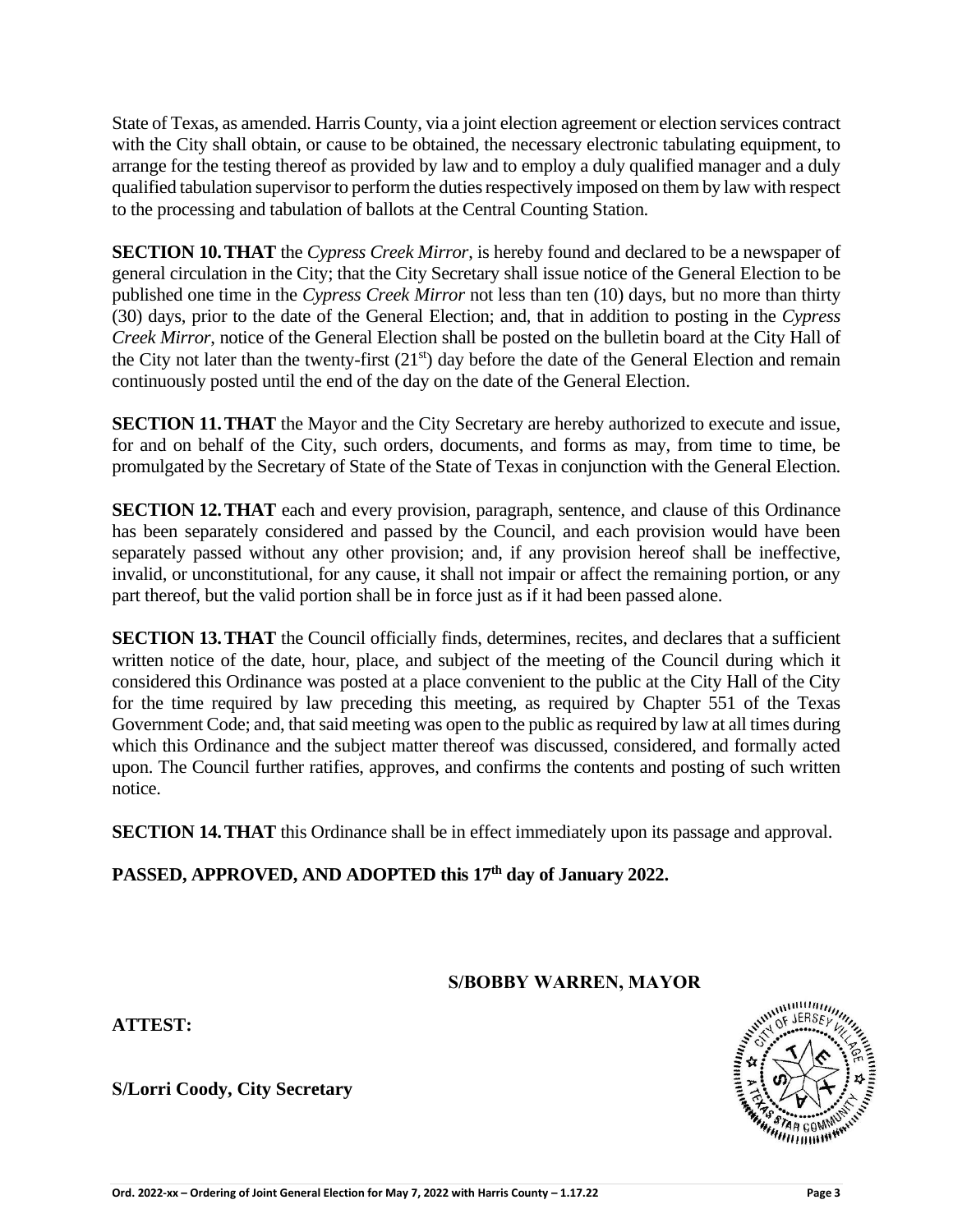State of Texas, as amended. Harris County, via a joint election agreement or election services contract with the City shall obtain, or cause to be obtained, the necessary electronic tabulating equipment, to arrange for the testing thereof as provided by law and to employ a duly qualified manager and a duly qualified tabulation supervisor to perform the duties respectively imposed on them by law with respect to the processing and tabulation of ballots at the Central Counting Station.

**SECTION 10. THAT** the *Cypress Creek Mirror*, is hereby found and declared to be a newspaper of general circulation in the City; that the City Secretary shall issue notice of the General Election to be published one time in the *Cypress Creek Mirror* not less than ten (10) days, but no more than thirty (30) days, prior to the date of the General Election; and, that in addition to posting in the *Cypress Creek Mirror*, notice of the General Election shall be posted on the bulletin board at the City Hall of the City not later than the twenty-first (21st) day before the date of the General Election and remain continuously posted until the end of the day on the date of the General Election.

**SECTION 11. THAT** the Mayor and the City Secretary are hereby authorized to execute and issue, for and on behalf of the City, such orders, documents, and forms as may, from time to time, be promulgated by the Secretary of State of the State of Texas in conjunction with the General Election.

**SECTION 12. THAT** each and every provision, paragraph, sentence, and clause of this Ordinance has been separately considered and passed by the Council, and each provision would have been separately passed without any other provision; and, if any provision hereof shall be ineffective, invalid, or unconstitutional, for any cause, it shall not impair or affect the remaining portion, or any part thereof, but the valid portion shall be in force just as if it had been passed alone.

**SECTION 13. THAT** the Council officially finds, determines, recites, and declares that a sufficient written notice of the date, hour, place, and subject of the meeting of the Council during which it considered this Ordinance was posted at a place convenient to the public at the City Hall of the City for the time required by law preceding this meeting, as required by Chapter 551 of the Texas Government Code; and, that said meeting was open to the public as required by law at all times during which this Ordinance and the subject matter thereof was discussed, considered, and formally acted upon. The Council further ratifies, approves, and confirms the contents and posting of such written notice.

**SECTION 14. THAT** this Ordinance shall be in effect immediately upon its passage and approval.

**PASSED, APPROVED, AND ADOPTED this 17th day of January 2022.**

**S/BOBBY WARREN, MAYOR**

**ATTEST:**

**S/Lorri Coody, City Secretary**

CITY OF JERSEY VILLAGE
TEXAS
A TEXAS STAR COMMUNITY

Ord. 2022-xx – Ordering of Joint General Election for May 7, 2022 with Harris County – 1.17.22